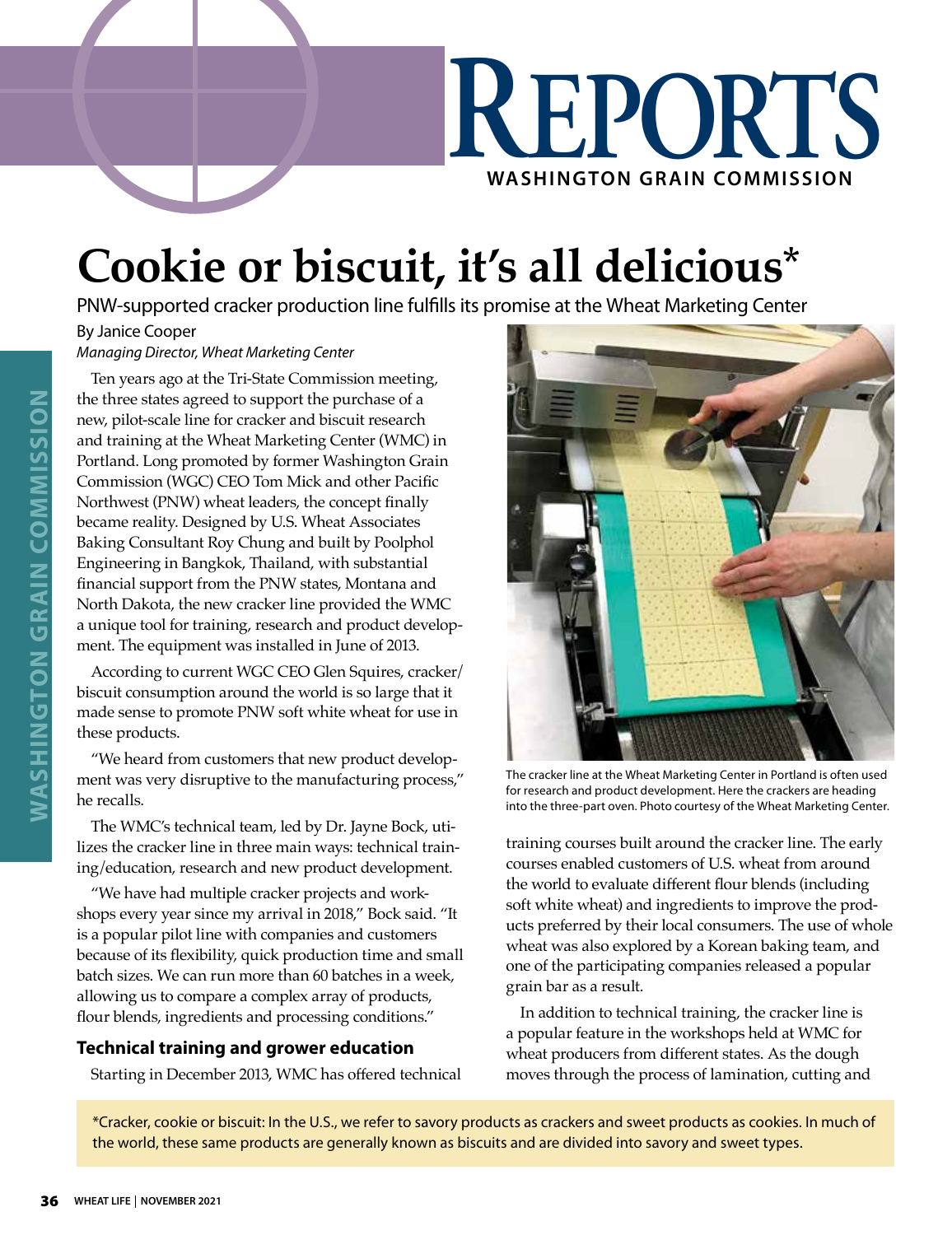# Cookie or biscuit, it's all delicious*

PNW-supported cracker production line fulfills its promise at the Wheat Marketing Center

By Janice Cooper

*Managing Director, Wheat Marketing Center*

Ten years ago at the Tri-State Commission meeting, the three states agreed to support the purchase of a new, pilot-scale line for cracker and biscuit research and training at the Wheat Marketing Center (WMC) in Portland. Long promoted by former Washington Grain Commission (WGC) CEO Tom Mick and other Pacific Northwest (PNW) wheat leaders, the concept finally became reality. Designed by U.S. Wheat Associates Baking Consultant Roy Chung and built by Poolphol Engineering in Bangkok, Thailand, with substantial financial support from the PNW states, Montana and North Dakota, the new cracker line provided the WMC a unique tool for training, research and product development. The equipment was installed in June of 2013.

According to current WGC CEO Glen Squires, cracker/biscuit consumption around the world is so large that it made sense to promote PNW soft white wheat for use in these products.

"We heard from customers that new product development was very disruptive to the manufacturing process," he recalls.

The WMC's technical team, led by Dr. Jayne Bock, utilizes the cracker line in three main ways: technical training/education, research and new product development.

"We have had multiple cracker projects and workshops every year since my arrival in 2018," Bock said. "It is a popular pilot line with companies and customers because of its flexibility, quick production time and small batch sizes. We can run more than 60 batches in a week, allowing us to compare a complex array of products, flour blends, ingredients and processing conditions."

### Technical training and grower education

Starting in December 2013, WMC has offered technical training courses built around the cracker line. The early courses enabled customers of U.S. wheat from around the world to evaluate different flour blends (including soft white wheat) and ingredients to improve the products preferred by their local consumers. The use of whole wheat was also explored by a Korean baking team, and one of the participating companies released a popular grain bar as a result.

The cracker line at the Wheat Marketing Center in Portland is often used for research and product development. Here the crackers are heading into the three-part oven. Photo courtesy of the Wheat Marketing Center.

In addition to technical training, the cracker line is a popular feature in the workshops held at WMC for wheat producers from different states. As the dough moves through the process of lamination, cutting and

*Cracker, cookie or biscuit: In the U.S., we refer to savory products as crackers and sweet products as cookies. In much of the world, these same products are generally known as biscuits and are divided into savory and sweet types.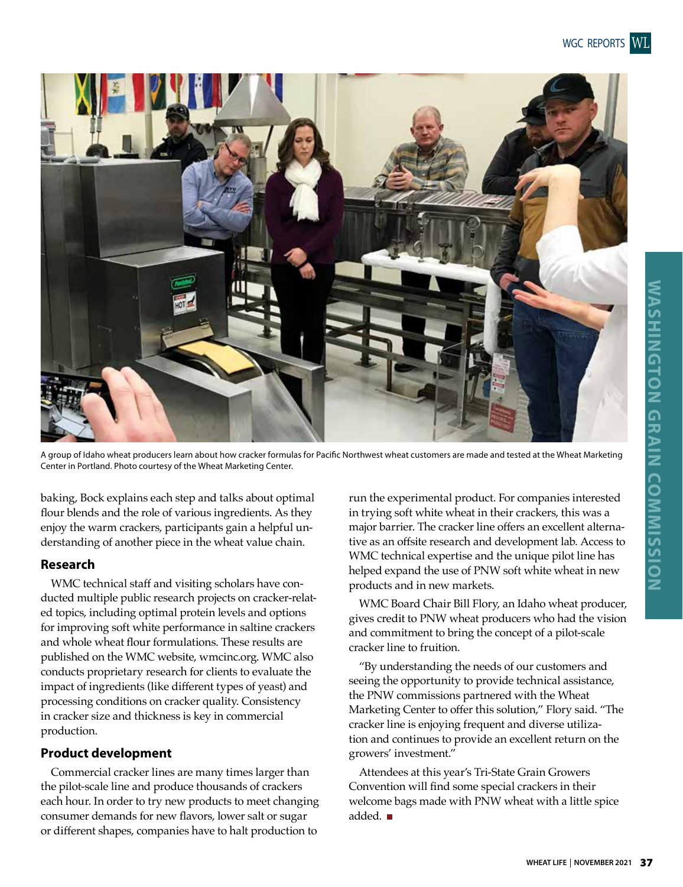A group of Idaho wheat producers learn about how cracker formulas for Pacific Northwest wheat customers are made and tested at the Wheat Marketing Center in Portland. Photo courtesy of the Wheat Marketing Center.

baking, Bock explains each step and talks about optimal flour blends and the role of various ingredients. As they enjoy the warm crackers, participants gain a helpful understanding of another piece in the wheat value chain.

## Research

WMC technical staff and visiting scholars have conducted multiple public research projects on cracker-related topics, including optimal protein levels and options for improving soft white performance in saltine crackers and whole wheat flour formulations. These results are published on the WMC website, wmcinc.org. WMC also conducts proprietary research for clients to evaluate the impact of ingredients (like different types of yeast) and processing conditions on cracker quality. Consistency in cracker size and thickness is key in commercial production.

## Product development

Commercial cracker lines are many times larger than the pilot-scale line and produce thousands of crackers each hour. In order to try new products to meet changing consumer demands for new flavors, lower salt or sugar or different shapes, companies have to halt production to run the experimental product. For companies interested in trying soft white wheat in their crackers, this was a major barrier. The cracker line offers an excellent alternative as an offsite research and development lab. Access to WMC technical expertise and the unique pilot line has helped expand the use of PNW soft white wheat in new products and in new markets.

WMC Board Chair Bill Flory, an Idaho wheat producer, gives credit to PNW wheat producers who had the vision and commitment to bring the concept of a pilot-scale cracker line to fruition.

"By understanding the needs of our customers and seeing the opportunity to provide technical assistance, the PNW commissions partnered with the Wheat Marketing Center to offer this solution," Flory said. "The cracker line is enjoying frequent and diverse utilization and continues to provide an excellent return on the growers' investment."

Attendees at this year's Tri-State Grain Growers Convention will find some special crackers in their welcome bags made with PNW wheat with a little spice added. ■